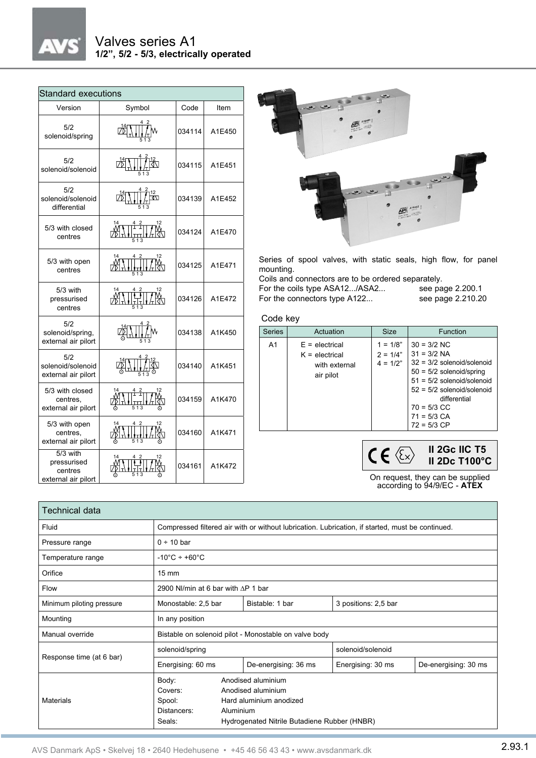# Valves series A1

**1/2", 5/2 - 5/3, electrically operated**

| Standard executions | | | |
|---|---|---|---|
| Version | Symbol | Code | Item |
| 5/2 solenoid/spring | | 034114 | A1E450 |
| 5/2 solenoid/solenoid | | 034115 | A1E451 |
| 5/2 solenoid/solenoid differential | | 034139 | A1E452 |
| 5/3 with closed centres | | 034124 | A1E470 |
| 5/3 with open centres | | 034125 | A1E471 |
| 5/3 with pressurised centres | | 034126 | A1E472 |
| 5/2 solenoid/spring, external air pilot | | 034138 | A1K450 |
| 5/2 solenoid/solenoid external air pilot | | 034140 | A1K451 |
| 5/3 with closed centres, external air pilot | | 034159 | A1K470 |
| 5/3 with open centres, external air pilot | | 034160 | A1K471 |
| 5/3 with pressurised centres external air pilot | | 034161 | A1K472 |

Series of spool valves, with static seals, high flow, for panel mounting.
Coils and connectors are to be ordered separately.
For the coils type ASA12.../ASA2... see page 2.200.1
For the connectors type A122... see page 2.210.20

## Code key

| Series | Actuation | Size | Function |
|---|---|---|---|
| A1 | E = electrical<br>K = electrical with external air pilot | 1 = 1/8"<br>2 = 1/4"<br>4 = 1/2" | 30 = 3/2 NC<br>31 = 3/2 NA<br>32 = 3/2 solenoid/solenoid<br>50 = 5/2 solenoid/spring<br>51 = 5/2 solenoid/solenoid<br>52 = 5/2 solenoid/solenoid differential<br>70 = 5/3 CC<br>71 = 5/3 CA<br>72 = 5/3 CP |

**II 2Gc IIC T5**
**II 2Dc T100°C**

On request, they can be supplied according to 94/9/EC - **ATEX**

| Technical data | | | | |
|---|---|---|---|---|
| Fluid | Compressed filtered air with or without lubrication. Lubrication, if started, must be continued. | | | |
| Pressure range | 0 ÷ 10 bar | | | |
| Temperature range | -10°C ÷ +60°C | | | |
| Orifice | 15 mm | | | |
| Flow | 2900 Nl/min at 6 bar with ∆P 1 bar | | | |
| Minimum piloting pressure | Monostable: 2,5 bar | Bistable: 1 bar | 3 positions: 2,5 bar | |
| Mounting | In any position | | | |
| Manual override | Bistable on solenoid pilot - Monostable on valve body | | | |
| Response time (at 6 bar) | solenoid/spring | | solenoid/solenoid | |
| | Energising: 60 ms | De-energising: 36 ms | Energising: 30 ms | De-energising: 30 ms |
| Materials | Body: Anodised aluminium<br>Covers: Anodised aluminium<br>Spool: Hard aluminium anodized<br>Distancers: Aluminium<br>Seals: Hydrogenated Nitrile Butadiene Rubber (HNBR) | | | |

AVS Danmark ApS • Skelvej 18 • 2640 Hedehusene • +45 46 56 43 43 • www.avsdanmark.dk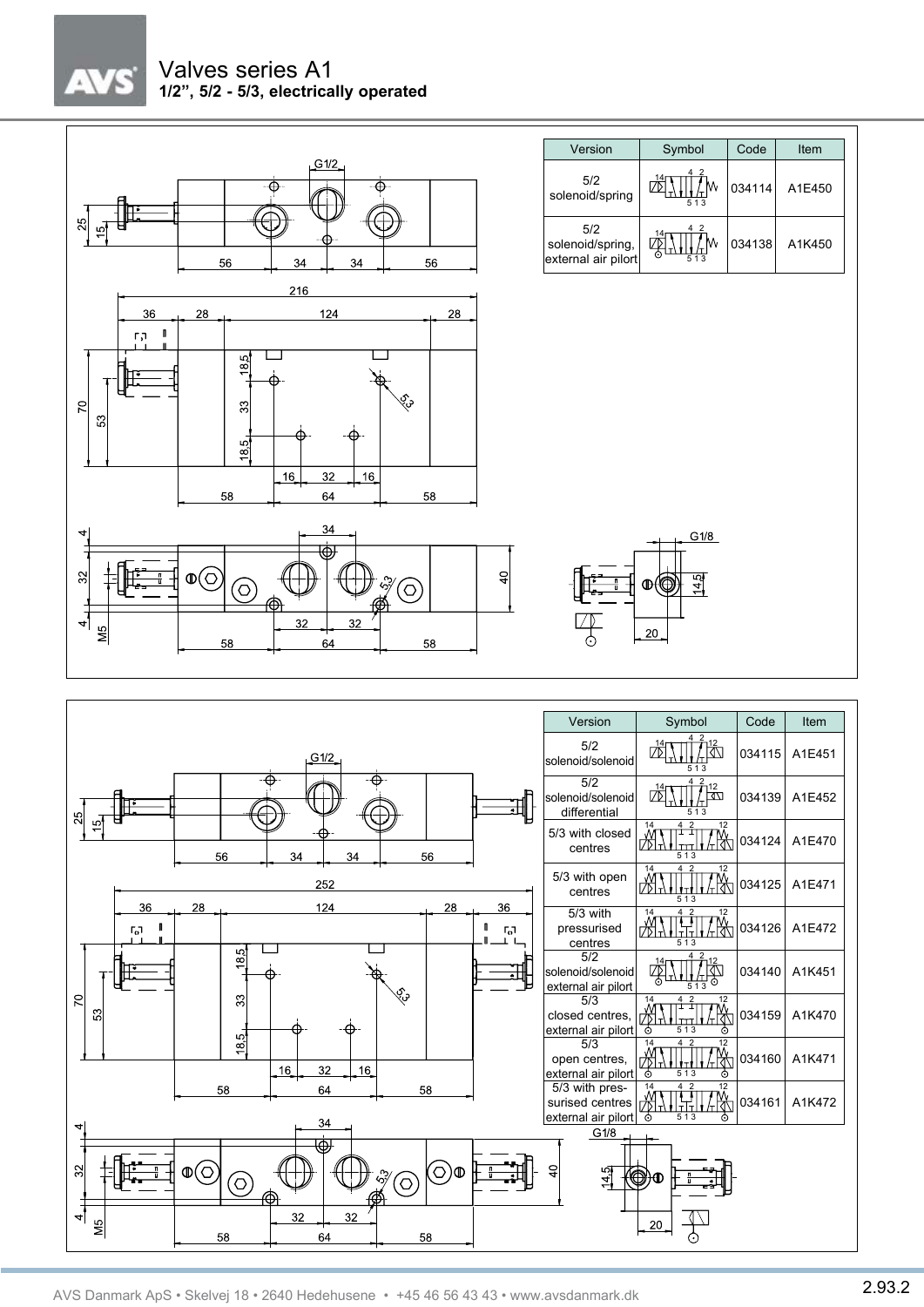# Valves series A1

**1/2", 5/2 - 5/3, electrically operated**

| Version | Symbol | Code | Item |
|---|---|---|---|
| 5/2 solenoid/spring | | 034114 | A1E450 |
| 5/2 solenoid/spring, external air pilort | | 034138 | A1K450 |

G1/2

25
15
56
34
34
56

216
36
28
124
28

70
53
18,5
33
18,5
5,3
16
32
16
58
64
58

4
32
4
M5
34
5,3
32
32
40
58
64
58

G1/8
14,5
20

| Version | Symbol | Code | Item |
|---|---|---|---|
| 5/2 solenoid/solenoid | | 034115 | A1E451 |
| 5/2 solenoid/solenoid differential | | 034139 | A1E452 |
| 5/3 with closed centres | | 034124 | A1E470 |
| 5/3 with open centres | | 034125 | A1E471 |
| 5/3 with pressurised centres | | 034126 | A1E472 |
| 5/2 solenoid/solenoid external air pilort | | 034140 | A1K451 |
| 5/3 closed centres, external air pilort | | 034159 | A1K470 |
| 5/3 open centres, external air pilort | | 034160 | A1K471 |
| 5/3 with pressurised centres external air pilort | | 034161 | A1K472 |

G1/2

25
15
56
34
34
56

252
36
28
124
28
36

70
53
18,5
33
18,5
5,3
16
32
16
58
64
58

4
32
4
M5
34
5,3
32
32
40
58
64
58

G1/8
14,5
20

AVS Danmark ApS • Skelvej 18 • 2640 Hedehusene • +45 46 56 43 43 • www.avsdanmark.dk